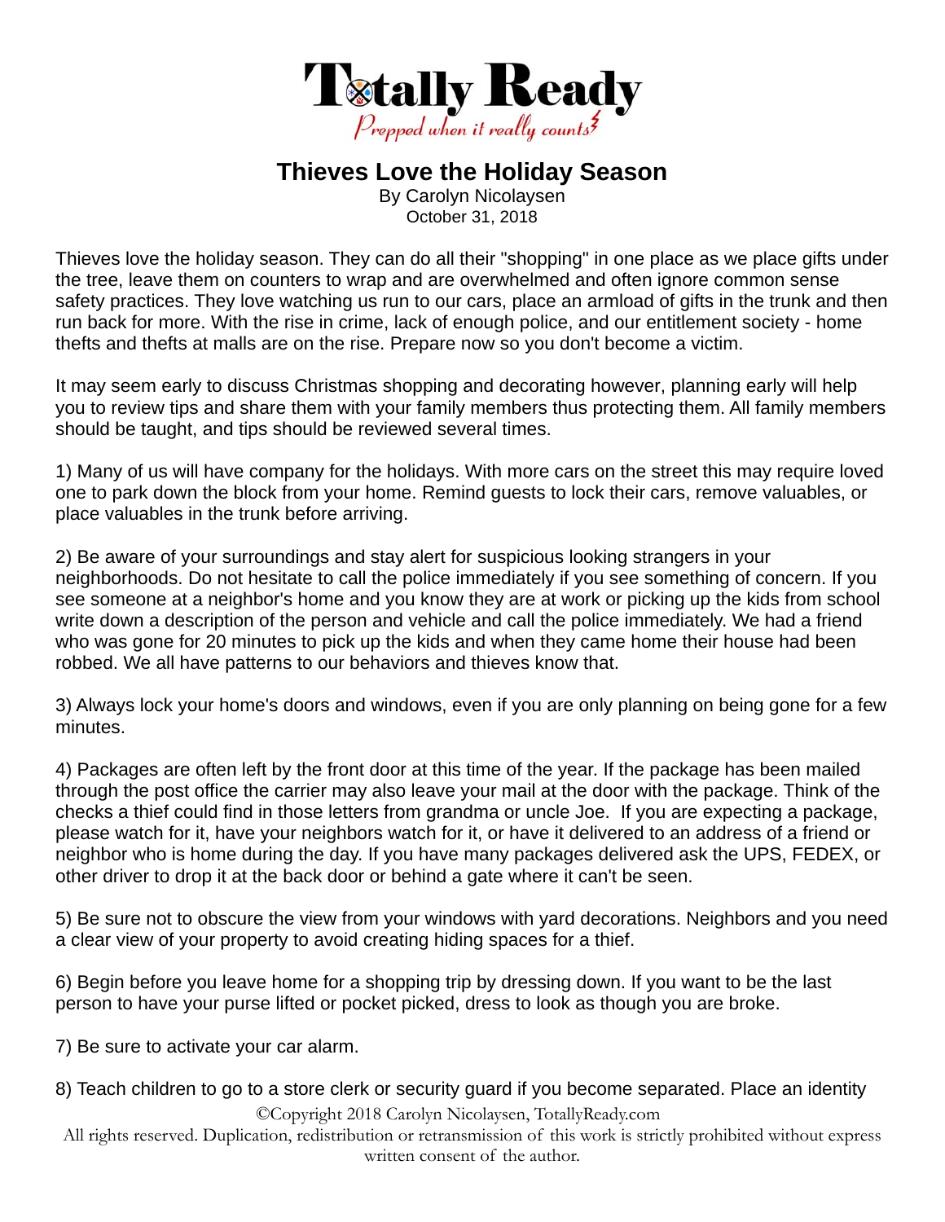Totally Ready

*Prepped when it really counts*

# Thieves Love the Holiday Season

By Carolyn Nicolaysen
October 31, 2018

Thieves love the holiday season. They can do all their "shopping" in one place as we place gifts under the tree, leave them on counters to wrap and are overwhelmed and often ignore common sense safety practices. They love watching us run to our cars, place an armload of gifts in the trunk and then run back for more. With the rise in crime, lack of enough police, and our entitlement society - home thefts and thefts at malls are on the rise. Prepare now so you don't become a victim.

It may seem early to discuss Christmas shopping and decorating however, planning early will help you to review tips and share them with your family members thus protecting them. All family members should be taught, and tips should be reviewed several times.

1) Many of us will have company for the holidays. With more cars on the street this may require loved one to park down the block from your home. Remind guests to lock their cars, remove valuables, or place valuables in the trunk before arriving.

2) Be aware of your surroundings and stay alert for suspicious looking strangers in your neighborhoods. Do not hesitate to call the police immediately if you see something of concern. If you see someone at a neighbor's home and you know they are at work or picking up the kids from school write down a description of the person and vehicle and call the police immediately. We had a friend who was gone for 20 minutes to pick up the kids and when they came home their house had been robbed. We all have patterns to our behaviors and thieves know that.

3) Always lock your home's doors and windows, even if you are only planning on being gone for a few minutes.

4) Packages are often left by the front door at this time of the year. If the package has been mailed through the post office the carrier may also leave your mail at the door with the package. Think of the checks a thief could find in those letters from grandma or uncle Joe. If you are expecting a package, please watch for it, have your neighbors watch for it, or have it delivered to an address of a friend or neighbor who is home during the day. If you have many packages delivered ask the UPS, FEDEX, or other driver to drop it at the back door or behind a gate where it can't be seen.

5) Be sure not to obscure the view from your windows with yard decorations. Neighbors and you need a clear view of your property to avoid creating hiding spaces for a thief.

6) Begin before you leave home for a shopping trip by dressing down. If you want to be the last person to have your purse lifted or pocket picked, dress to look as though you are broke.

7) Be sure to activate your car alarm.

8) Teach children to go to a store clerk or security guard if you become separated. Place an identity

©Copyright 2018 Carolyn Nicolaysen, TotallyReady.com
All rights reserved. Duplication, redistribution or retransmission of this work is strictly prohibited without express written consent of the author.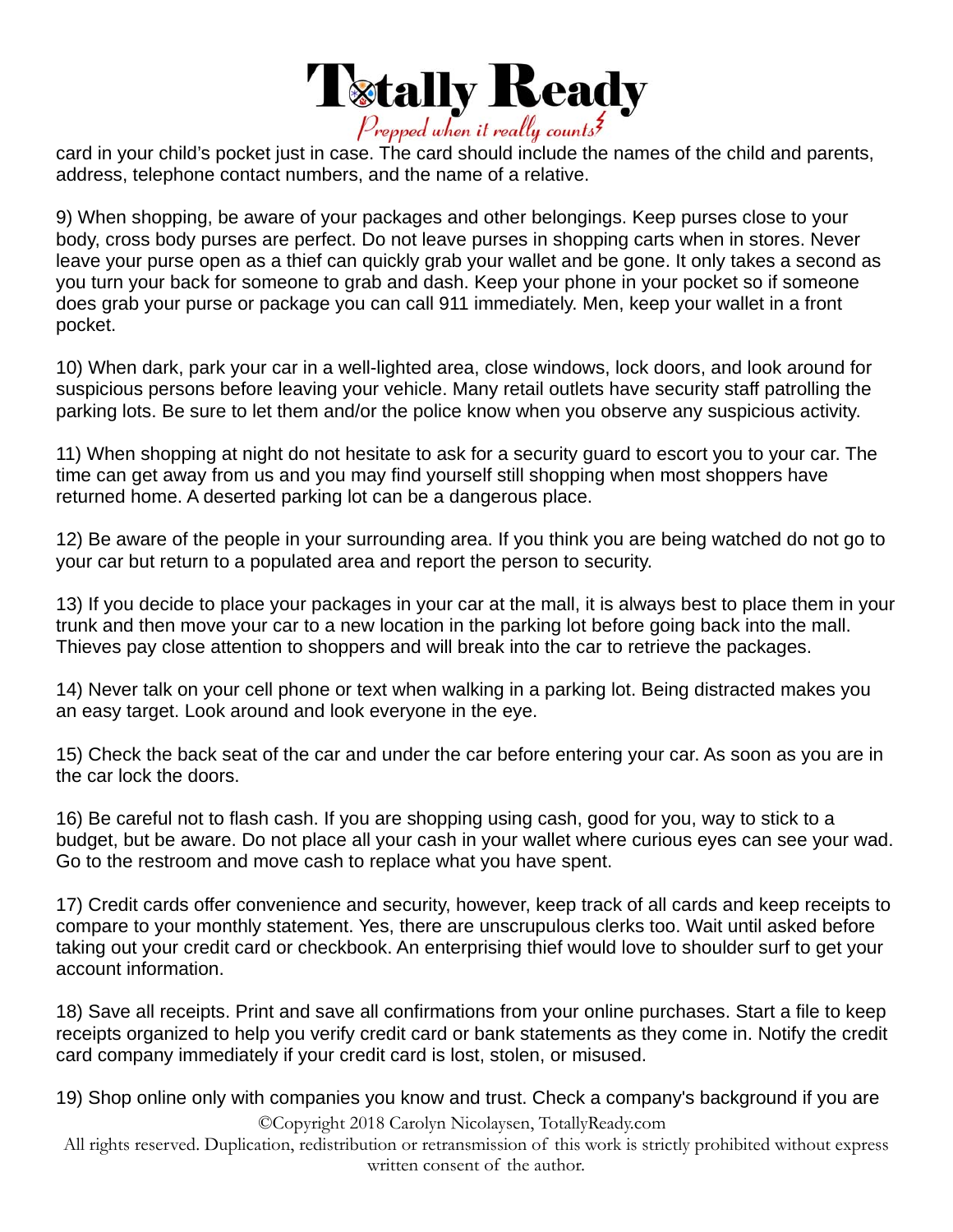card in your child's pocket just in case. The card should include the names of the child and parents, address, telephone contact numbers, and the name of a relative.

9) When shopping, be aware of your packages and other belongings. Keep purses close to your body, cross body purses are perfect. Do not leave purses in shopping carts when in stores. Never leave your purse open as a thief can quickly grab your wallet and be gone. It only takes a second as you turn your back for someone to grab and dash. Keep your phone in your pocket so if someone does grab your purse or package you can call 911 immediately. Men, keep your wallet in a front pocket.

10) When dark, park your car in a well-lighted area, close windows, lock doors, and look around for suspicious persons before leaving your vehicle. Many retail outlets have security staff patrolling the parking lots. Be sure to let them and/or the police know when you observe any suspicious activity.

11) When shopping at night do not hesitate to ask for a security guard to escort you to your car. The time can get away from us and you may find yourself still shopping when most shoppers have returned home. A deserted parking lot can be a dangerous place.

12) Be aware of the people in your surrounding area. If you think you are being watched do not go to your car but return to a populated area and report the person to security.

13) If you decide to place your packages in your car at the mall, it is always best to place them in your trunk and then move your car to a new location in the parking lot before going back into the mall. Thieves pay close attention to shoppers and will break into the car to retrieve the packages.

14) Never talk on your cell phone or text when walking in a parking lot. Being distracted makes you an easy target. Look around and look everyone in the eye.

15) Check the back seat of the car and under the car before entering your car. As soon as you are in the car lock the doors.

16) Be careful not to flash cash. If you are shopping using cash, good for you, way to stick to a budget, but be aware. Do not place all your cash in your wallet where curious eyes can see your wad. Go to the restroom and move cash to replace what you have spent.

17) Credit cards offer convenience and security, however, keep track of all cards and keep receipts to compare to your monthly statement. Yes, there are unscrupulous clerks too. Wait until asked before taking out your credit card or checkbook. An enterprising thief would love to shoulder surf to get your account information.

18) Save all receipts. Print and save all confirmations from your online purchases. Start a file to keep receipts organized to help you verify credit card or bank statements as they come in. Notify the credit card company immediately if your credit card is lost, stolen, or misused.

19) Shop online only with companies you know and trust. Check a company's background if you are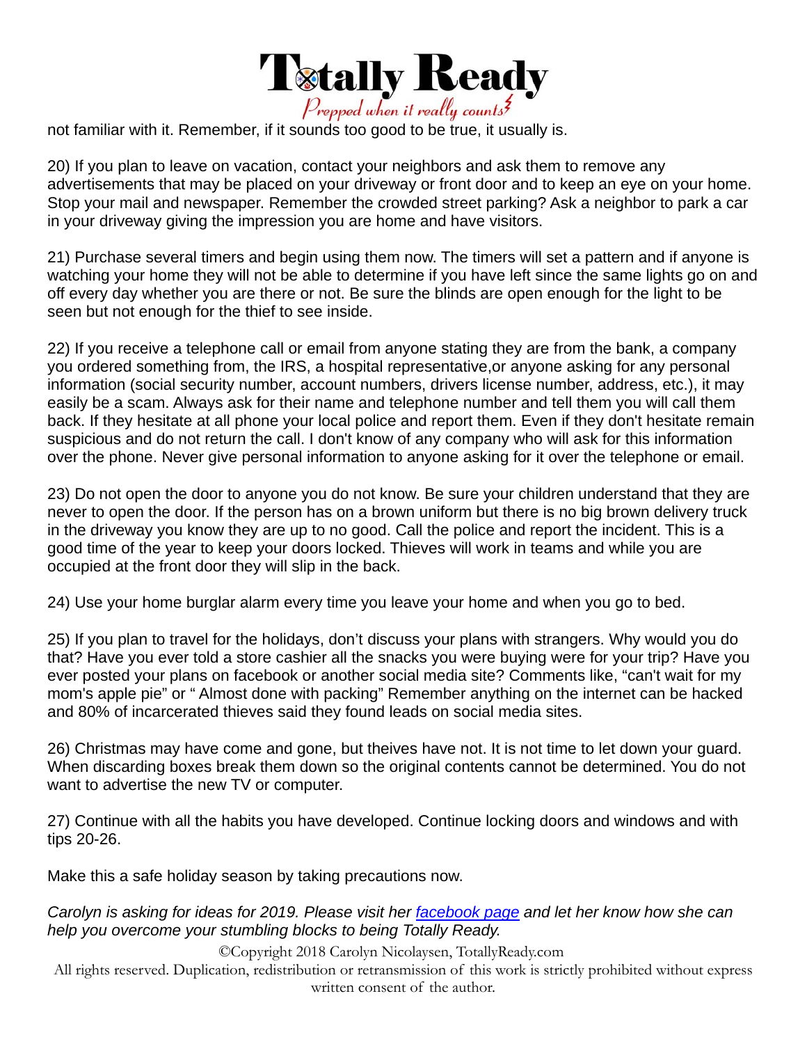not familiar with it. Remember, if it sounds too good to be true, it usually is.

20) If you plan to leave on vacation, contact your neighbors and ask them to remove any advertisements that may be placed on your driveway or front door and to keep an eye on your home. Stop your mail and newspaper. Remember the crowded street parking? Ask a neighbor to park a car in your driveway giving the impression you are home and have visitors.

21) Purchase several timers and begin using them now. The timers will set a pattern and if anyone is watching your home they will not be able to determine if you have left since the same lights go on and off every day whether you are there or not. Be sure the blinds are open enough for the light to be seen but not enough for the thief to see inside.

22) If you receive a telephone call or email from anyone stating they are from the bank, a company you ordered something from, the IRS, a hospital representative,or anyone asking for any personal information (social security number, account numbers, drivers license number, address, etc.), it may easily be a scam. Always ask for their name and telephone number and tell them you will call them back. If they hesitate at all phone your local police and report them. Even if they don't hesitate remain suspicious and do not return the call. I don't know of any company who will ask for this information over the phone. Never give personal information to anyone asking for it over the telephone or email.

23) Do not open the door to anyone you do not know. Be sure your children understand that they are never to open the door. If the person has on a brown uniform but there is no big brown delivery truck in the driveway you know they are up to no good. Call the police and report the incident. This is a good time of the year to keep your doors locked. Thieves will work in teams and while you are occupied at the front door they will slip in the back.

24) Use your home burglar alarm every time you leave your home and when you go to bed.

25) If you plan to travel for the holidays, don't discuss your plans with strangers. Why would you do that? Have you ever told a store cashier all the snacks you were buying were for your trip? Have you ever posted your plans on facebook or another social media site? Comments like, "can't wait for my mom's apple pie" or " Almost done with packing" Remember anything on the internet can be hacked and 80% of incarcerated thieves said they found leads on social media sites.

26) Christmas may have come and gone, but theives have not. It is not time to let down your guard. When discarding boxes break them down so the original contents cannot be determined. You do not want to advertise the new TV or computer.

27) Continue with all the habits you have developed. Continue locking doors and windows and with tips 20-26.

Make this a safe holiday season by taking precautions now.

*Carolyn is asking for ideas for 2019. Please visit her [facebook page](#) and let her know how she can help you overcome your stumbling blocks to being Totally Ready.*

©Copyright 2018 Carolyn Nicolaysen, TotallyReady.com
All rights reserved. Duplication, redistribution or retransmission of this work is strictly prohibited without express written consent of the author.